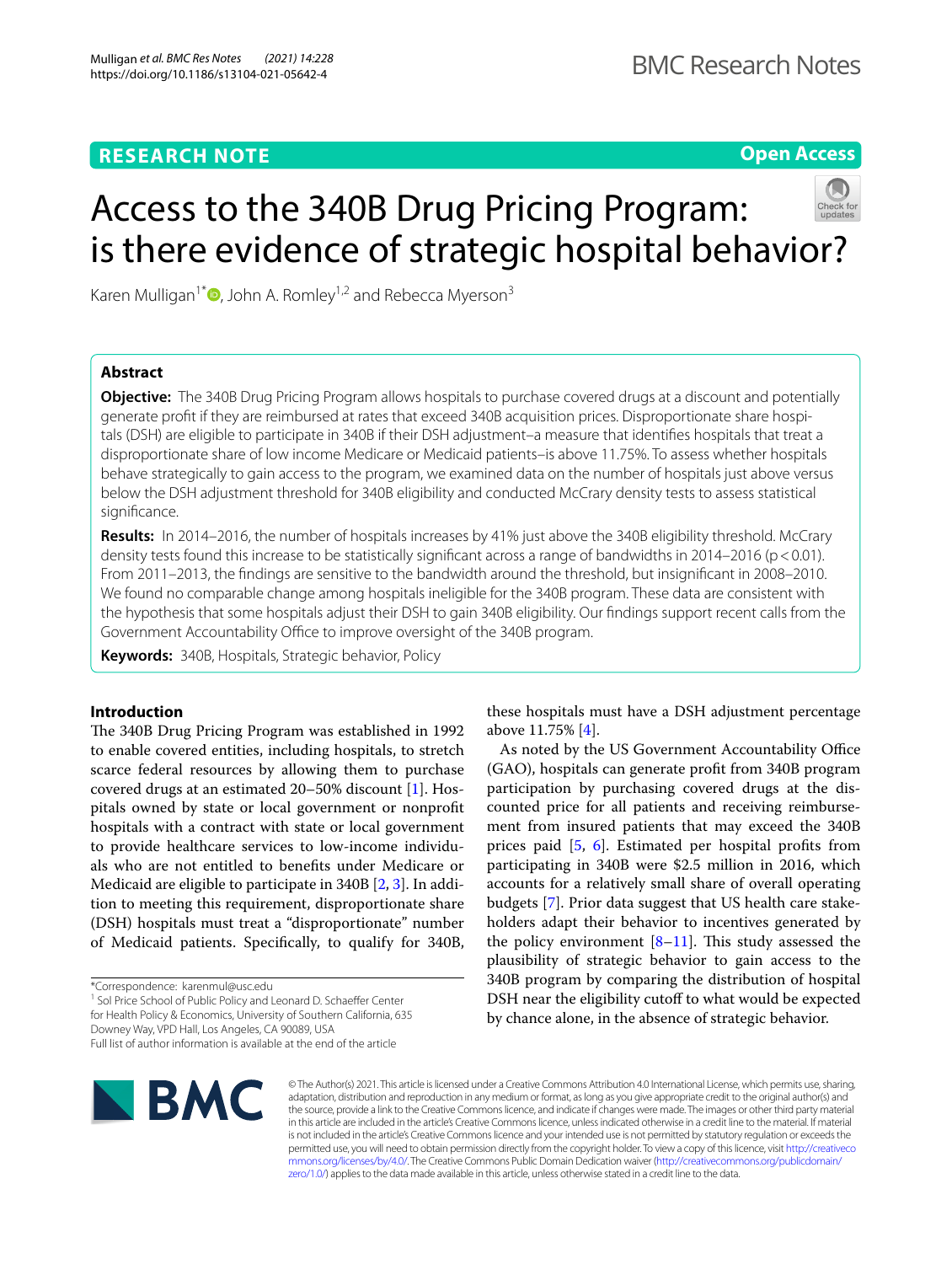RESEARCH NOTE

Open Access

# Access to the 340B Drug Pricing Program: is there evidence of strategic hospital behavior?

Karen Mulligan[1*], John A. Romley[1,2] and Rebecca Myerson[3]

## Abstract

**Objective:** The 340B Drug Pricing Program allows hospitals to purchase covered drugs at a discount and potentially generate profit if they are reimbursed at rates that exceed 340B acquisition prices. Disproportionate share hospitals (DSH) are eligible to participate in 340B if their DSH adjustment–a measure that identifies hospitals that treat a disproportionate share of low income Medicare or Medicaid patients–is above 11.75%. To assess whether hospitals behave strategically to gain access to the program, we examined data on the number of hospitals just above versus below the DSH adjustment threshold for 340B eligibility and conducted McCrary density tests to assess statistical significance.

**Results:** In 2014–2016, the number of hospitals increases by 41% just above the 340B eligibility threshold. McCrary density tests found this increase to be statistically significant across a range of bandwidths in 2014–2016 ($p < 0.01$). From 2011–2013, the findings are sensitive to the bandwidth around the threshold, but insignificant in 2008–2010. We found no comparable change among hospitals ineligible for the 340B program. These data are consistent with the hypothesis that some hospitals adjust their DSH to gain 340B eligibility. Our findings support recent calls from the Government Accountability Office to improve oversight of the 340B program.

**Keywords:** 340B, Hospitals, Strategic behavior, Policy

## Introduction

The 340B Drug Pricing Program was established in 1992 to enable covered entities, including hospitals, to stretch scarce federal resources by allowing them to purchase covered drugs at an estimated 20–50% discount [1]. Hospitals owned by state or local government or nonprofit hospitals with a contract with state or local government to provide healthcare services to low-income individuals who are not entitled to benefits under Medicare or Medicaid are eligible to participate in 340B [2, 3]. In addition to meeting this requirement, disproportionate share (DSH) hospitals must treat a "disproportionate" number of Medicaid patients. Specifically, to qualify for 340B, these hospitals must have a DSH adjustment percentage above 11.75% [4].

As noted by the US Government Accountability Office (GAO), hospitals can generate profit from 340B program participation by purchasing covered drugs at the discounted price for all patients and receiving reimbursement from insured patients that may exceed the 340B prices paid [5, 6]. Estimated per hospital profits from participating in 340B were $2.5 million in 2016, which accounts for a relatively small share of overall operating budgets [7]. Prior data suggest that US health care stakeholders adapt their behavior to incentives generated by the policy environment [8–11]. This study assessed the plausibility of strategic behavior to gain access to the 340B program by comparing the distribution of hospital DSH near the eligibility cutoff to what would be expected by chance alone, in the absence of strategic behavior.

*Correspondence: karenmul@usc.edu
[1] Sol Price School of Public Policy and Leonard D. Schaeffer Center for Health Policy & Economics, University of Southern California, 635 Downey Way, VPD Hall, Los Angeles, CA 90089, USA
Full list of author information is available at the end of the article

© The Author(s) 2021. This article is licensed under a Creative Commons Attribution 4.0 International License, which permits use, sharing, adaptation, distribution and reproduction in any medium or format, as long as you give appropriate credit to the original author(s) and the source, provide a link to the Creative Commons licence, and indicate if changes were made. The images or other third party material in this article are included in the article's Creative Commons licence, unless indicated otherwise in a credit line to the material. If material is not included in the article's Creative Commons licence and your intended use is not permitted by statutory regulation or exceeds the permitted use, you will need to obtain permission directly from the copyright holder. To view a copy of this licence, visit http://creativecommons.org/licenses/by/4.0/. The Creative Commons Public Domain Dedication waiver (http://creativecommons.org/publicdomain/zero/1.0/) applies to the data made available in this article, unless otherwise stated in a credit line to the data.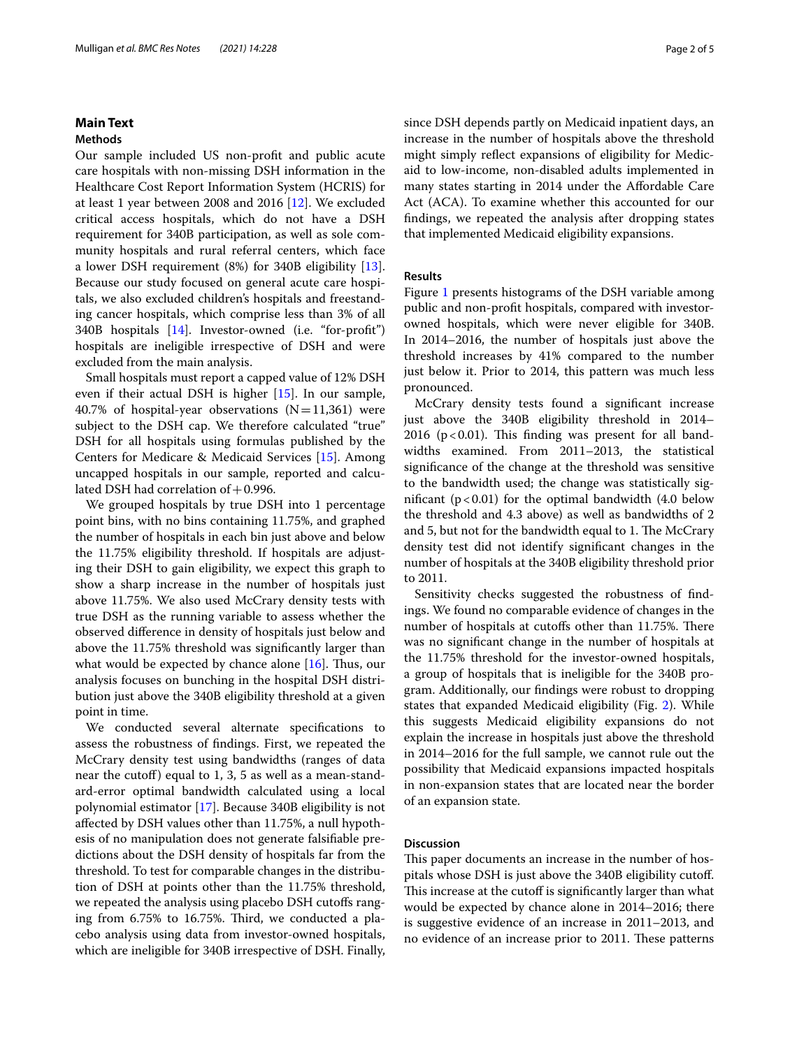## Main Text

### Methods

Our sample included US non-profit and public acute care hospitals with non-missing DSH information in the Healthcare Cost Report Information System (HCRIS) for at least 1 year between 2008 and 2016 [12]. We excluded critical access hospitals, which do not have a DSH requirement for 340B participation, as well as sole community hospitals and rural referral centers, which face a lower DSH requirement (8%) for 340B eligibility [13]. Because our study focused on general acute care hospitals, we also excluded children's hospitals and freestanding cancer hospitals, which comprise less than 3% of all 340B hospitals [14]. Investor-owned (i.e. "for-profit") hospitals are ineligible irrespective of DSH and were excluded from the main analysis.

Small hospitals must report a capped value of 12% DSH even if their actual DSH is higher [15]. In our sample, 40.7% of hospital-year observations ($N = 11{,}361$) were subject to the DSH cap. We therefore calculated "true" DSH for all hospitals using formulas published by the Centers for Medicare & Medicaid Services [15]. Among uncapped hospitals in our sample, reported and calculated DSH had correlation of +0.996.

We grouped hospitals by true DSH into 1 percentage point bins, with no bins containing 11.75%, and graphed the number of hospitals in each bin just above and below the 11.75% eligibility threshold. If hospitals are adjusting their DSH to gain eligibility, we expect this graph to show a sharp increase in the number of hospitals just above 11.75%. We also used McCrary density tests with true DSH as the running variable to assess whether the observed difference in density of hospitals just below and above the 11.75% threshold was significantly larger than what would be expected by chance alone [16]. Thus, our analysis focuses on bunching in the hospital DSH distribution just above the 340B eligibility threshold at a given point in time.

We conducted several alternate specifications to assess the robustness of findings. First, we repeated the McCrary density test using bandwidths (ranges of data near the cutoff) equal to 1, 3, 5 as well as a mean-standard-error optimal bandwidth calculated using a local polynomial estimator [17]. Because 340B eligibility is not affected by DSH values other than 11.75%, a null hypothesis of no manipulation does not generate falsifiable predictions about the DSH density of hospitals far from the threshold. To test for comparable changes in the distribution of DSH at points other than the 11.75% threshold, we repeated the analysis using placebo DSH cutoffs ranging from 6.75% to 16.75%. Third, we conducted a placebo analysis using data from investor-owned hospitals, which are ineligible for 340B irrespective of DSH. Finally, since DSH depends partly on Medicaid inpatient days, an increase in the number of hospitals above the threshold might simply reflect expansions of eligibility for Medicaid to low-income, non-disabled adults implemented in many states starting in 2014 under the Affordable Care Act (ACA). To examine whether this accounted for our findings, we repeated the analysis after dropping states that implemented Medicaid eligibility expansions.

### Results

Figure 1 presents histograms of the DSH variable among public and non-profit hospitals, compared with investor-owned hospitals, which were never eligible for 340B. In 2014–2016, the number of hospitals just above the threshold increases by 41% compared to the number just below it. Prior to 2014, this pattern was much less pronounced.

McCrary density tests found a significant increase just above the 340B eligibility threshold in 2014–2016 ($p < 0.01$). This finding was present for all bandwidths examined. From 2011–2013, the statistical significance of the change at the threshold was sensitive to the bandwidth used; the change was statistically significant ($p < 0.01$) for the optimal bandwidth (4.0 below the threshold and 4.3 above) as well as bandwidths of 2 and 5, but not for the bandwidth equal to 1. The McCrary density test did not identify significant changes in the number of hospitals at the 340B eligibility threshold prior to 2011.

Sensitivity checks suggested the robustness of findings. We found no comparable evidence of changes in the number of hospitals at cutoffs other than 11.75%. There was no significant change in the number of hospitals at the 11.75% threshold for the investor-owned hospitals, a group of hospitals that is ineligible for the 340B program. Additionally, our findings were robust to dropping states that expanded Medicaid eligibility (Fig. 2). While this suggests Medicaid eligibility expansions do not explain the increase in hospitals just above the threshold in 2014–2016 for the full sample, we cannot rule out the possibility that Medicaid expansions impacted hospitals in non-expansion states that are located near the border of an expansion state.

### Discussion

This paper documents an increase in the number of hospitals whose DSH is just above the 340B eligibility cutoff. This increase at the cutoff is significantly larger than what would be expected by chance alone in 2014–2016; there is suggestive evidence of an increase in 2011–2013, and no evidence of an increase prior to 2011. These patterns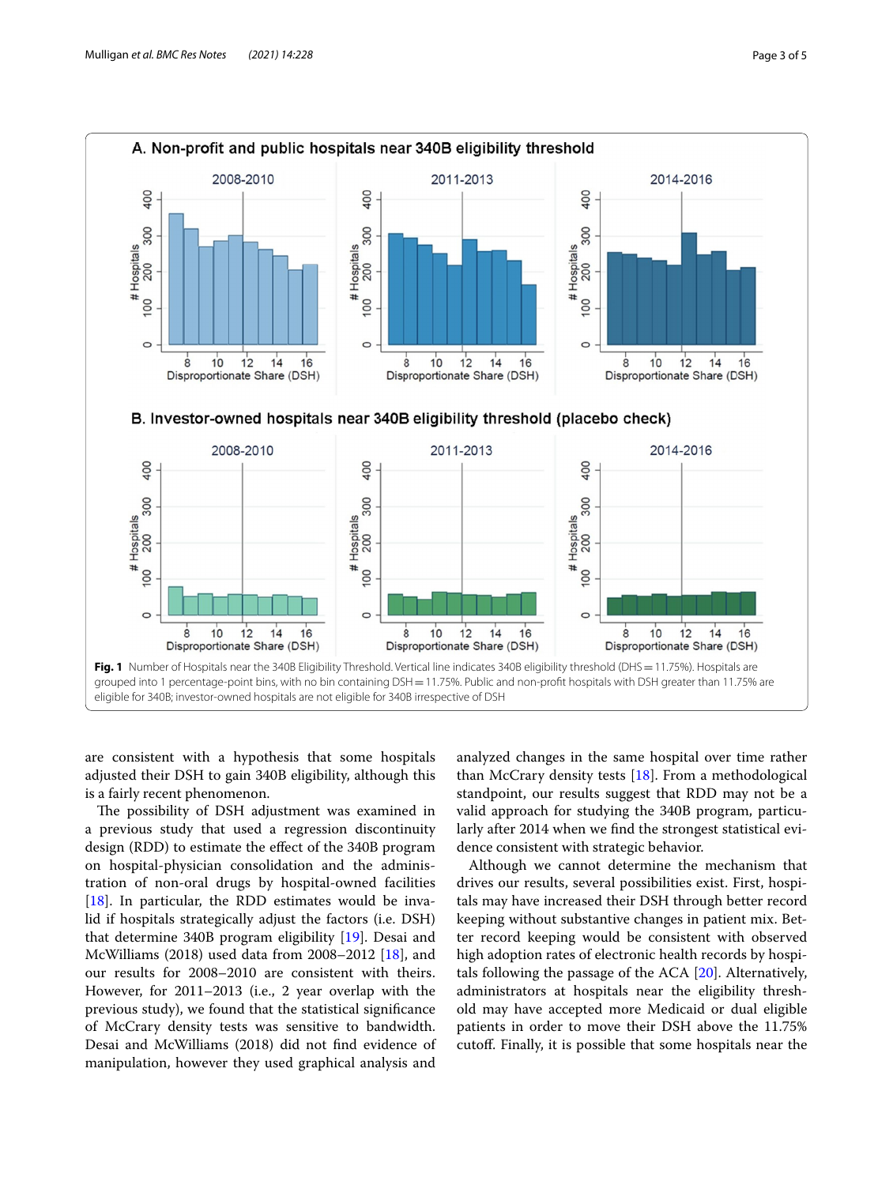**Fig. 1** Number of Hospitals near the 340B Eligibility Threshold. Vertical line indicates 340B eligibility threshold (DHS = 11.75%). Hospitals are grouped into 1 percentage-point bins, with no bin containing DSH = 11.75%. Public and non-profit hospitals with DSH greater than 11.75% are eligible for 340B; investor-owned hospitals are not eligible for 340B irrespective of DSH

are consistent with a hypothesis that some hospitals adjusted their DSH to gain 340B eligibility, although this is a fairly recent phenomenon.

The possibility of DSH adjustment was examined in a previous study that used a regression discontinuity design (RDD) to estimate the effect of the 340B program on hospital-physician consolidation and the administration of non-oral drugs by hospital-owned facilities [18]. In particular, the RDD estimates would be invalid if hospitals strategically adjust the factors (i.e. DSH) that determine 340B program eligibility [19]. Desai and McWilliams (2018) used data from 2008–2012 [18], and our results for 2008–2010 are consistent with theirs. However, for 2011–2013 (i.e., 2 year overlap with the previous study), we found that the statistical significance of McCrary density tests was sensitive to bandwidth. Desai and McWilliams (2018) did not find evidence of manipulation, however they used graphical analysis and analyzed changes in the same hospital over time rather than McCrary density tests [18]. From a methodological standpoint, our results suggest that RDD may not be a valid approach for studying the 340B program, particularly after 2014 when we find the strongest statistical evidence consistent with strategic behavior.

Although we cannot determine the mechanism that drives our results, several possibilities exist. First, hospitals may have increased their DSH through better record keeping without substantive changes in patient mix. Better record keeping would be consistent with observed high adoption rates of electronic health records by hospitals following the passage of the ACA [20]. Alternatively, administrators at hospitals near the eligibility threshold may have accepted more Medicaid or dual eligible patients in order to move their DSH above the 11.75% cutoff. Finally, it is possible that some hospitals near the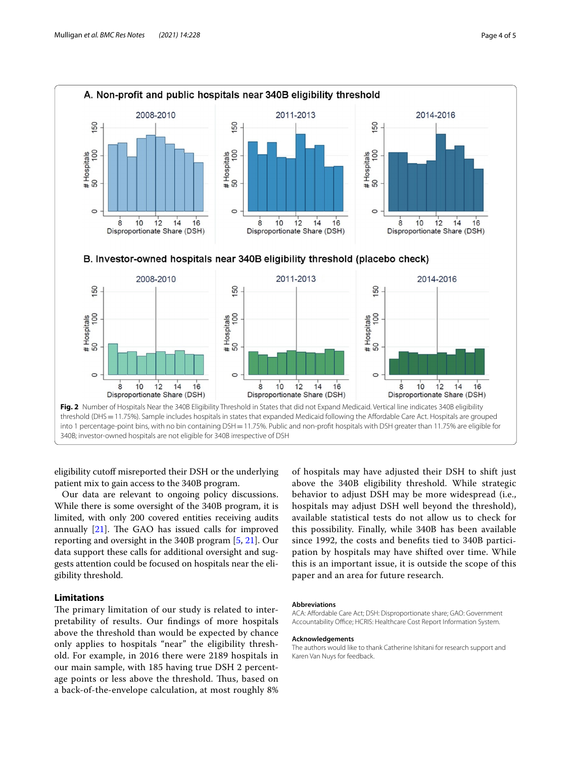**Fig. 2** Number of Hospitals Near the 340B Eligibility Threshold in States that did not Expand Medicaid. Vertical line indicates 340B eligibility threshold (DHS = 11.75%). Sample includes hospitals in states that expanded Medicaid following the Affordable Care Act. Hospitals are grouped into 1 percentage-point bins, with no bin containing DSH = 11.75%. Public and non-profit hospitals with DSH greater than 11.75% are eligible for 340B; investor-owned hospitals are not eligible for 340B irrespective of DSH

eligibility cutoff misreported their DSH or the underlying patient mix to gain access to the 340B program.

Our data are relevant to ongoing policy discussions. While there is some oversight of the 340B program, it is limited, with only 200 covered entities receiving audits annually [21]. The GAO has issued calls for improved reporting and oversight in the 340B program [5, 21]. Our data support these calls for additional oversight and suggests attention could be focused on hospitals near the eligibility threshold.

## Limitations

The primary limitation of our study is related to interpretability of results. Our findings of more hospitals above the threshold than would be expected by chance only applies to hospitals "near" the eligibility threshold. For example, in 2016 there were 2189 hospitals in our main sample, with 185 having true DSH 2 percentage points or less above the threshold. Thus, based on a back-of-the-envelope calculation, at most roughly 8% of hospitals may have adjusted their DSH to shift just above the 340B eligibility threshold. While strategic behavior to adjust DSH may be more widespread (i.e., hospitals may adjust DSH well beyond the threshold), available statistical tests do not allow us to check for this possibility. Finally, while 340B has been available since 1992, the costs and benefits tied to 340B participation by hospitals may have shifted over time. While this is an important issue, it is outside the scope of this paper and an area for future research.

### Abbreviations

ACA: Affordable Care Act; DSH: Disproportionate share; GAO: Government Accountability Office; HCRIS: Healthcare Cost Report Information System.

### Acknowledgements

The authors would like to thank Catherine Ishitani for research support and Karen Van Nuys for feedback.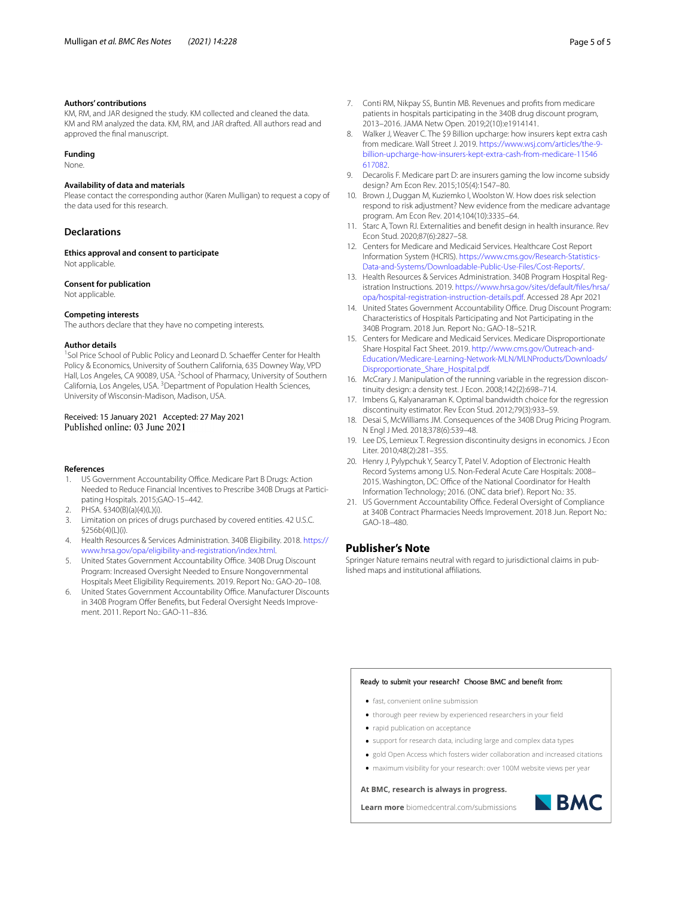### Authors' contributions

KM, RM, and JAR designed the study. KM collected and cleaned the data. KM and RM analyzed the data. KM, RM, and JAR drafted. All authors read and approved the final manuscript.

### Funding

None.

### Availability of data and materials

Please contact the corresponding author (Karen Mulligan) to request a copy of the data used for this research.

## Declarations

### Ethics approval and consent to participate

Not applicable.

### Consent for publication

Not applicable.

### Competing interests

The authors declare that they have no competing interests.

### Author details

[1]Sol Price School of Public Policy and Leonard D. Schaeffer Center for Health Policy & Economics, University of Southern California, 635 Downey Way, VPD Hall, Los Angeles, CA 90089, USA. [2]School of Pharmacy, University of Southern California, Los Angeles, USA. [3]Department of Population Health Sciences, University of Wisconsin-Madison, Madison, USA.

Received: 15 January 2021 Accepted: 27 May 2021
Published online: 03 June 2021

### References

1. US Government Accountability Office. Medicare Part B Drugs: Action Needed to Reduce Financial Incentives to Prescribe 340B Drugs at Participating Hospitals. 2015;GAO-15–442.
2. PHSA. §340(B)(a)(4)(L)(i).
3. Limitation on prices of drugs purchased by covered entities. 42 U.S.C. §256b(4)(L)(i).
4. Health Resources & Services Administration. 340B Eligibility. 2018. https://www.hrsa.gov/opa/eligibility-and-registration/index.html.
5. United States Government Accountability Office. 340B Drug Discount Program: Increased Oversight Needed to Ensure Nongovernmental Hospitals Meet Eligibility Requirements. 2019. Report No.: GAO-20–108.
6. United States Government Accountability Office. Manufacturer Discounts in 340B Program Offer Benefits, but Federal Oversight Needs Improvement. 2011. Report No.: GAO-11–836.
7. Conti RM, Nikpay SS, Buntin MB. Revenues and profits from medicare patients in hospitals participating in the 340B drug discount program, 2013–2016. JAMA Netw Open. 2019;2(10):e1914141.
8. Walker J, Weaver C. The $9 Billion upcharge: how insurers kept extra cash from medicare. Wall Street J. 2019. https://www.wsj.com/articles/the-9-billion-upcharge-how-insurers-kept-extra-cash-from-medicare-11546617082.
9. Decarolis F. Medicare part D: are insurers gaming the low income subsidy design? Am Econ Rev. 2015;105(4):1547–80.
10. Brown J, Duggan M, Kuziemko I, Woolston W. How does risk selection respond to risk adjustment? New evidence from the medicare advantage program. Am Econ Rev. 2014;104(10):3335–64.
11. Starc A, Town RJ. Externalities and benefit design in health insurance. Rev Econ Stud. 2020;87(6):2827–58.
12. Centers for Medicare and Medicaid Services. Healthcare Cost Report Information System (HCRIS). https://www.cms.gov/Research-Statistics-Data-and-Systems/Downloadable-Public-Use-Files/Cost-Reports/.
13. Health Resources & Services Administration. 340B Program Hospital Registration Instructions. 2019. https://www.hrsa.gov/sites/default/files/hrsa/opa/hospital-registration-instruction-details.pdf. Accessed 28 Apr 2021
14. United States Government Accountability Office. Drug Discount Program: Characteristics of Hospitals Participating and Not Participating in the 340B Program. 2018 Jun. Report No.: GAO-18–521R.
15. Centers for Medicare and Medicaid Services. Medicare Disproportionate Share Hospital Fact Sheet. 2019. http://www.cms.gov/Outreach-and-Education/Medicare-Learning-Network-MLN/MLNProducts/Downloads/Disproportionate_Share_Hospital.pdf.
16. McCrary J. Manipulation of the running variable in the regression discontinuity design: a density test. J Econ. 2008;142(2):698–714.
17. Imbens G, Kalyanaraman K. Optimal bandwidth choice for the regression discontinuity estimator. Rev Econ Stud. 2012;79(3):933–59.
18. Desai S, McWilliams JM. Consequences of the 340B Drug Pricing Program. N Engl J Med. 2018;378(6):539–48.
19. Lee DS, Lemieux T. Regression discontinuity designs in economics. J Econ Liter. 2010;48(2):281–355.
20. Henry J, Pylypchuk Y, Searcy T, Patel V. Adoption of Electronic Health Record Systems among U.S. Non-Federal Acute Care Hospitals: 2008–2015. Washington, DC: Office of the National Coordinator for Health Information Technology; 2016. (ONC data brief). Report No.: 35.
21. US Government Accountability Office. Federal Oversight of Compliance at 340B Contract Pharmacies Needs Improvement. 2018 Jun. Report No.: GAO-18–480.

## Publisher's Note

Springer Nature remains neutral with regard to jurisdictional claims in published maps and institutional affiliations.

Ready to submit your research? Choose BMC and benefit from:

- fast, convenient online submission
- thorough peer review by experienced researchers in your field
- rapid publication on acceptance
- support for research data, including large and complex data types
- gold Open Access which fosters wider collaboration and increased citations
- maximum visibility for your research: over 100M website views per year

**At BMC, research is always in progress.**

**Learn more** biomedcentral.com/submissions

BMC